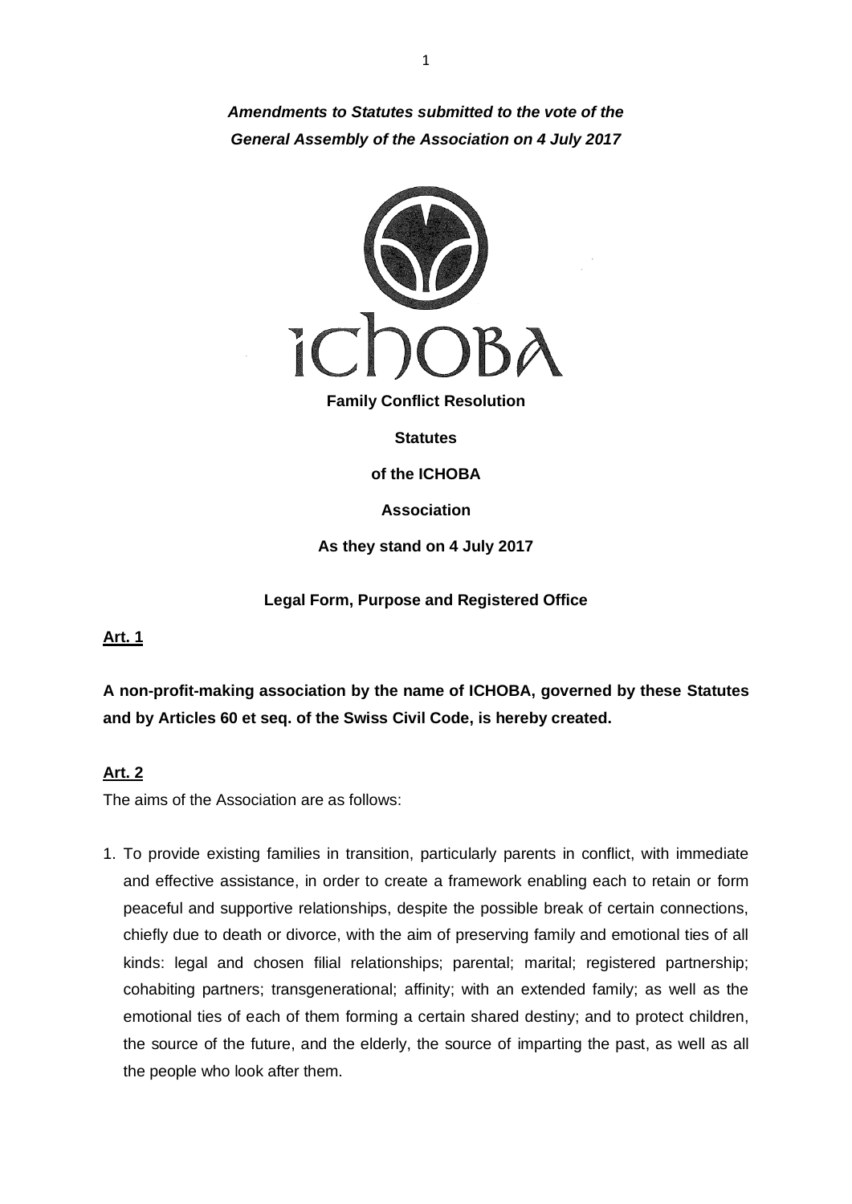***Amendments to Statutes submitted to the vote of the General Assembly of the Association on 4 July 2017***

ICHOBA

**Family Conflict Resolution**

**Statutes**

**of the ICHOBA**

**Association**

**As they stand on 4 July 2017**

## Legal Form, Purpose and Registered Office

**Art. 1**

**A non-profit-making association by the name of ICHOBA, governed by these Statutes and by Articles 60 et seq. of the Swiss Civil Code, is hereby created.**

**Art. 2**

The aims of the Association are as follows:

1. To provide existing families in transition, particularly parents in conflict, with immediate and effective assistance, in order to create a framework enabling each to retain or form peaceful and supportive relationships, despite the possible break of certain connections, chiefly due to death or divorce, with the aim of preserving family and emotional ties of all kinds: legal and chosen filial relationships; parental; marital; registered partnership; cohabiting partners; transgenerational; affinity; with an extended family; as well as the emotional ties of each of them forming a certain shared destiny; and to protect children, the source of the future, and the elderly, the source of imparting the past, as well as all the people who look after them.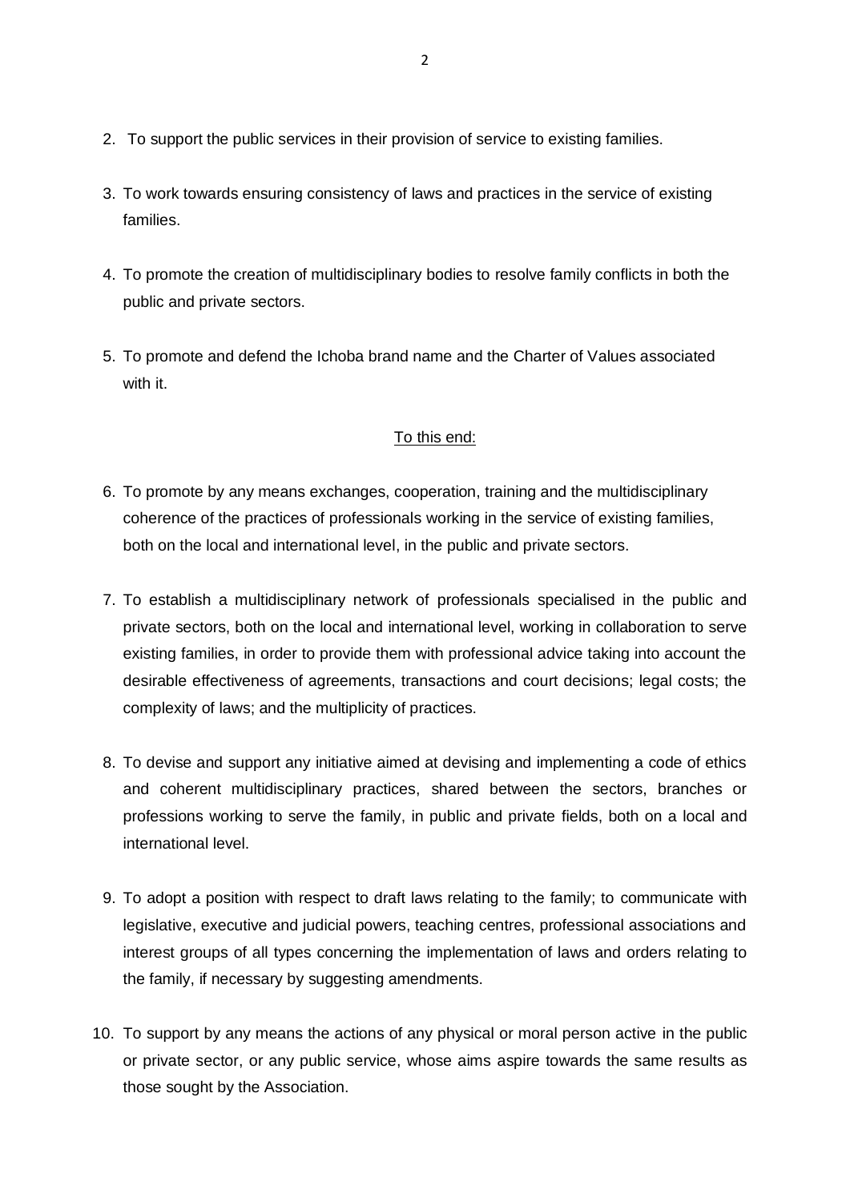2. To support the public services in their provision of service to existing families.

3. To work towards ensuring consistency of laws and practices in the service of existing families.

4. To promote the creation of multidisciplinary bodies to resolve family conflicts in both the public and private sectors.

5. To promote and defend the Ichoba brand name and the Charter of Values associated with it.

<u>To this end:</u>

6. To promote by any means exchanges, cooperation, training and the multidisciplinary coherence of the practices of professionals working in the service of existing families, both on the local and international level, in the public and private sectors.

7. To establish a multidisciplinary network of professionals specialised in the public and private sectors, both on the local and international level, working in collaboration to serve existing families, in order to provide them with professional advice taking into account the desirable effectiveness of agreements, transactions and court decisions; legal costs; the complexity of laws; and the multiplicity of practices.

8. To devise and support any initiative aimed at devising and implementing a code of ethics and coherent multidisciplinary practices, shared between the sectors, branches or professions working to serve the family, in public and private fields, both on a local and international level.

9. To adopt a position with respect to draft laws relating to the family; to communicate with legislative, executive and judicial powers, teaching centres, professional associations and interest groups of all types concerning the implementation of laws and orders relating to the family, if necessary by suggesting amendments.

10. To support by any means the actions of any physical or moral person active in the public or private sector, or any public service, whose aims aspire towards the same results as those sought by the Association.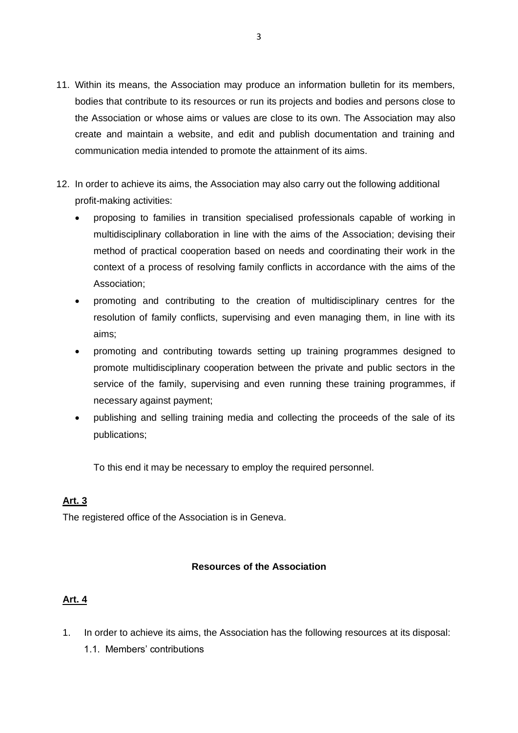11. Within its means, the Association may produce an information bulletin for its members, bodies that contribute to its resources or run its projects and bodies and persons close to the Association or whose aims or values are close to its own. The Association may also create and maintain a website, and edit and publish documentation and training and communication media intended to promote the attainment of its aims.

12. In order to achieve its aims, the Association may also carry out the following additional profit-making activities:
    - proposing to families in transition specialised professionals capable of working in multidisciplinary collaboration in line with the aims of the Association; devising their method of practical cooperation based on needs and coordinating their work in the context of a process of resolving family conflicts in accordance with the aims of the Association;
    - promoting and contributing to the creation of multidisciplinary centres for the resolution of family conflicts, supervising and even managing them, in line with its aims;
    - promoting and contributing towards setting up training programmes designed to promote multidisciplinary cooperation between the private and public sectors in the service of the family, supervising and even running these training programmes, if necessary against payment;
    - publishing and selling training media and collecting the proceeds of the sale of its publications;

    To this end it may be necessary to employ the required personnel.

**Art. 3**

The registered office of the Association is in Geneva.

**Resources of the Association**

**Art. 4**

1. In order to achieve its aims, the Association has the following resources at its disposal:
    1.1. Members' contributions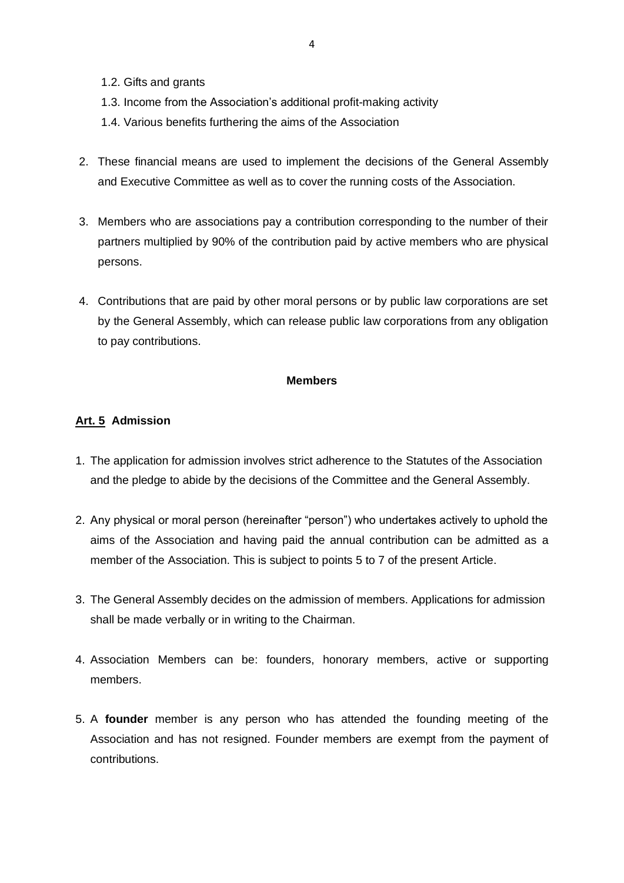1.2. Gifts and grants

1.3. Income from the Association's additional profit-making activity

1.4. Various benefits furthering the aims of the Association

2. These financial means are used to implement the decisions of the General Assembly and Executive Committee as well as to cover the running costs of the Association.

3. Members who are associations pay a contribution corresponding to the number of their partners multiplied by 90% of the contribution paid by active members who are physical persons.

4. Contributions that are paid by other moral persons or by public law corporations are set by the General Assembly, which can release public law corporations from any obligation to pay contributions.

**Members**

**Art. 5 Admission**

1. The application for admission involves strict adherence to the Statutes of the Association and the pledge to abide by the decisions of the Committee and the General Assembly.

2. Any physical or moral person (hereinafter "person") who undertakes actively to uphold the aims of the Association and having paid the annual contribution can be admitted as a member of the Association. This is subject to points 5 to 7 of the present Article.

3. The General Assembly decides on the admission of members. Applications for admission shall be made verbally or in writing to the Chairman.

4. Association Members can be: founders, honorary members, active or supporting members.

5. A **founder** member is any person who has attended the founding meeting of the Association and has not resigned. Founder members are exempt from the payment of contributions.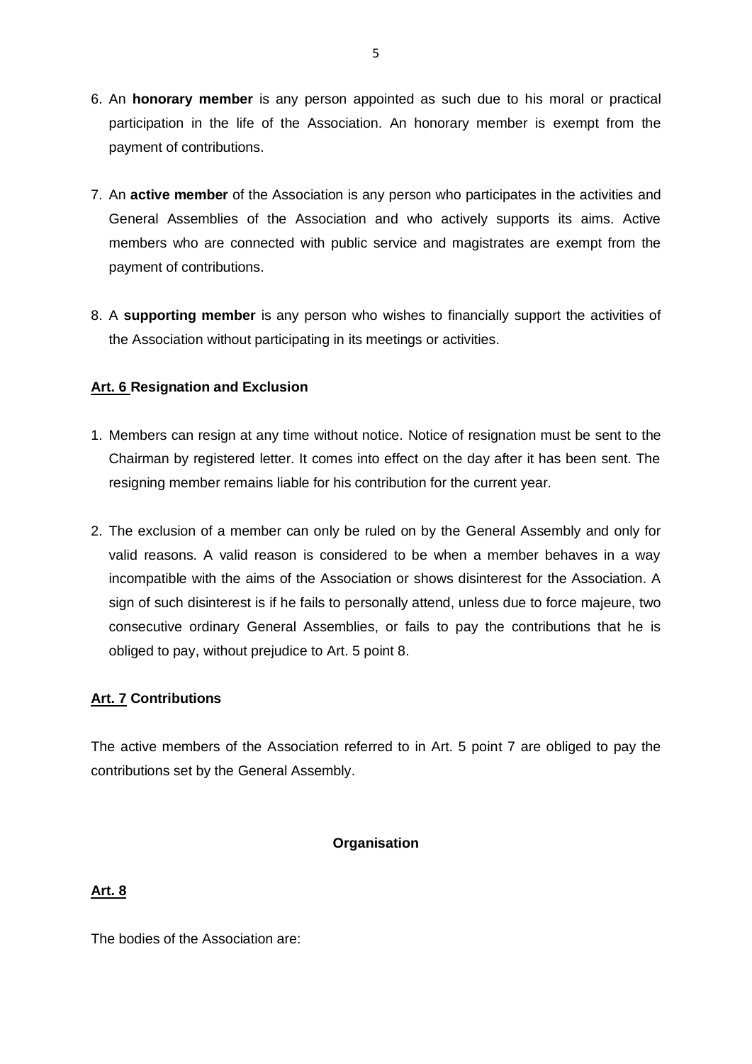6. An **honorary member** is any person appointed as such due to his moral or practical participation in the life of the Association. An honorary member is exempt from the payment of contributions.

7. An **active member** of the Association is any person who participates in the activities and General Assemblies of the Association and who actively supports its aims. Active members who are connected with public service and magistrates are exempt from the payment of contributions.

8. A **supporting member** is any person who wishes to financially support the activities of the Association without participating in its meetings or activities.

### Art. 6 Resignation and Exclusion

1. Members can resign at any time without notice. Notice of resignation must be sent to the Chairman by registered letter. It comes into effect on the day after it has been sent. The resigning member remains liable for his contribution for the current year.

2. The exclusion of a member can only be ruled on by the General Assembly and only for valid reasons. A valid reason is considered to be when a member behaves in a way incompatible with the aims of the Association or shows disinterest for the Association. A sign of such disinterest is if he fails to personally attend, unless due to force majeure, two consecutive ordinary General Assemblies, or fails to pay the contributions that he is obliged to pay, without prejudice to Art. 5 point 8.

### Art. 7 Contributions

The active members of the Association referred to in Art. 5 point 7 are obliged to pay the contributions set by the General Assembly.

## Organisation

### Art. 8

The bodies of the Association are: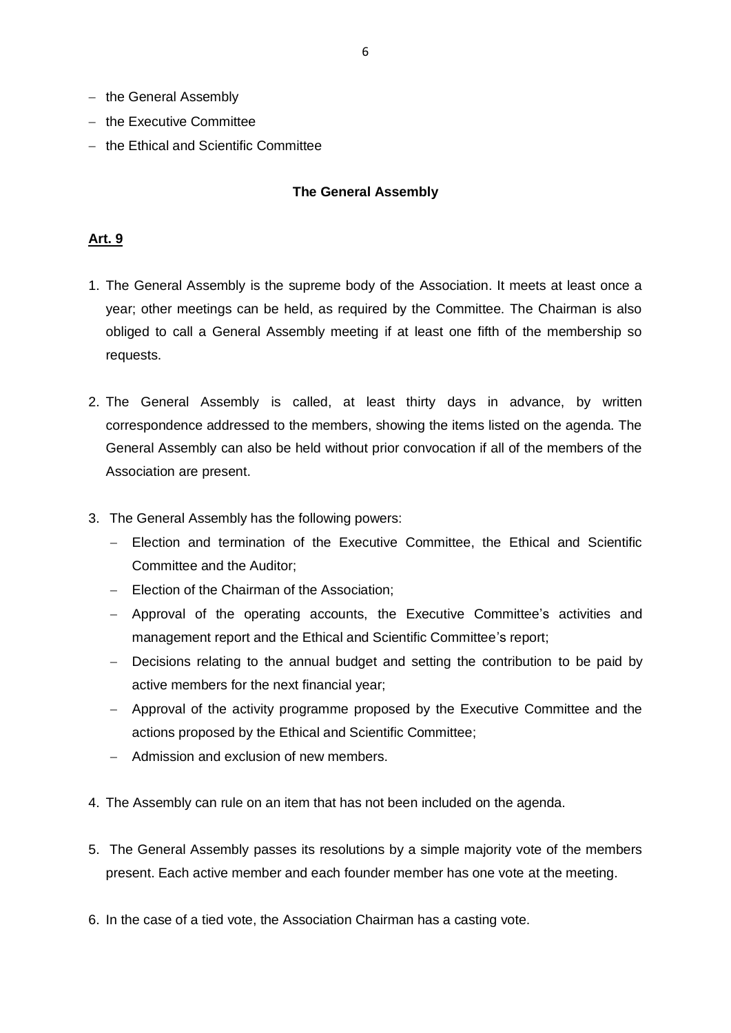- the General Assembly
- the Executive Committee
- the Ethical and Scientific Committee

**The General Assembly**

**Art. 9**

1. The General Assembly is the supreme body of the Association. It meets at least once a year; other meetings can be held, as required by the Committee. The Chairman is also obliged to call a General Assembly meeting if at least one fifth of the membership so requests.

2. The General Assembly is called, at least thirty days in advance, by written correspondence addressed to the members, showing the items listed on the agenda. The General Assembly can also be held without prior convocation if all of the members of the Association are present.

3. The General Assembly has the following powers:
   - Election and termination of the Executive Committee, the Ethical and Scientific Committee and the Auditor;
   - Election of the Chairman of the Association;
   - Approval of the operating accounts, the Executive Committee's activities and management report and the Ethical and Scientific Committee's report;
   - Decisions relating to the annual budget and setting the contribution to be paid by active members for the next financial year;
   - Approval of the activity programme proposed by the Executive Committee and the actions proposed by the Ethical and Scientific Committee;
   - Admission and exclusion of new members.

4. The Assembly can rule on an item that has not been included on the agenda.

5. The General Assembly passes its resolutions by a simple majority vote of the members present. Each active member and each founder member has one vote at the meeting.

6. In the case of a tied vote, the Association Chairman has a casting vote.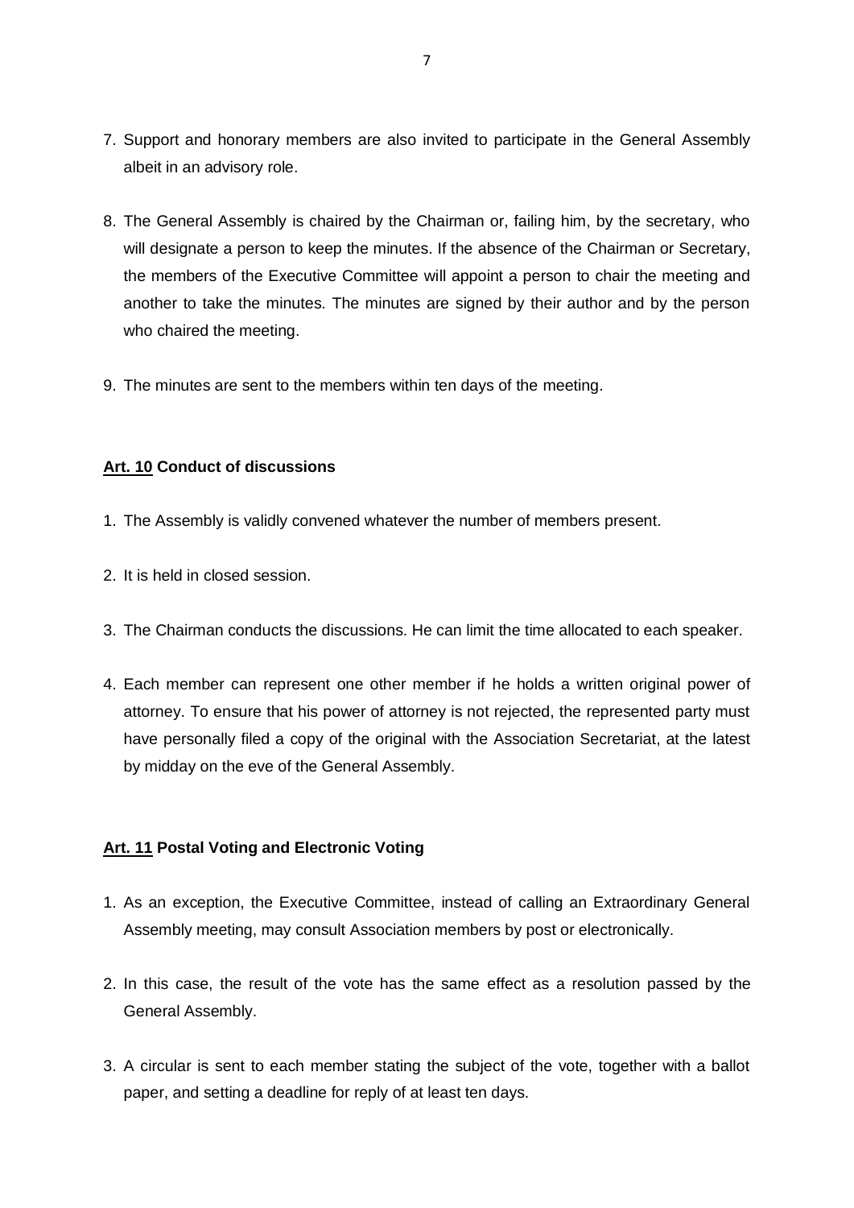7. Support and honorary members are also invited to participate in the General Assembly albeit in an advisory role.

8. The General Assembly is chaired by the Chairman or, failing him, by the secretary, who will designate a person to keep the minutes. If the absence of the Chairman or Secretary, the members of the Executive Committee will appoint a person to chair the meeting and another to take the minutes. The minutes are signed by their author and by the person who chaired the meeting.

9. The minutes are sent to the members within ten days of the meeting.

### <u>Art. 10</u> Conduct of discussions

1. The Assembly is validly convened whatever the number of members present.

2. It is held in closed session.

3. The Chairman conducts the discussions. He can limit the time allocated to each speaker.

4. Each member can represent one other member if he holds a written original power of attorney. To ensure that his power of attorney is not rejected, the represented party must have personally filed a copy of the original with the Association Secretariat, at the latest by midday on the eve of the General Assembly.

### <u>Art. 11</u> Postal Voting and Electronic Voting

1. As an exception, the Executive Committee, instead of calling an Extraordinary General Assembly meeting, may consult Association members by post or electronically.

2. In this case, the result of the vote has the same effect as a resolution passed by the General Assembly.

3. A circular is sent to each member stating the subject of the vote, together with a ballot paper, and setting a deadline for reply of at least ten days.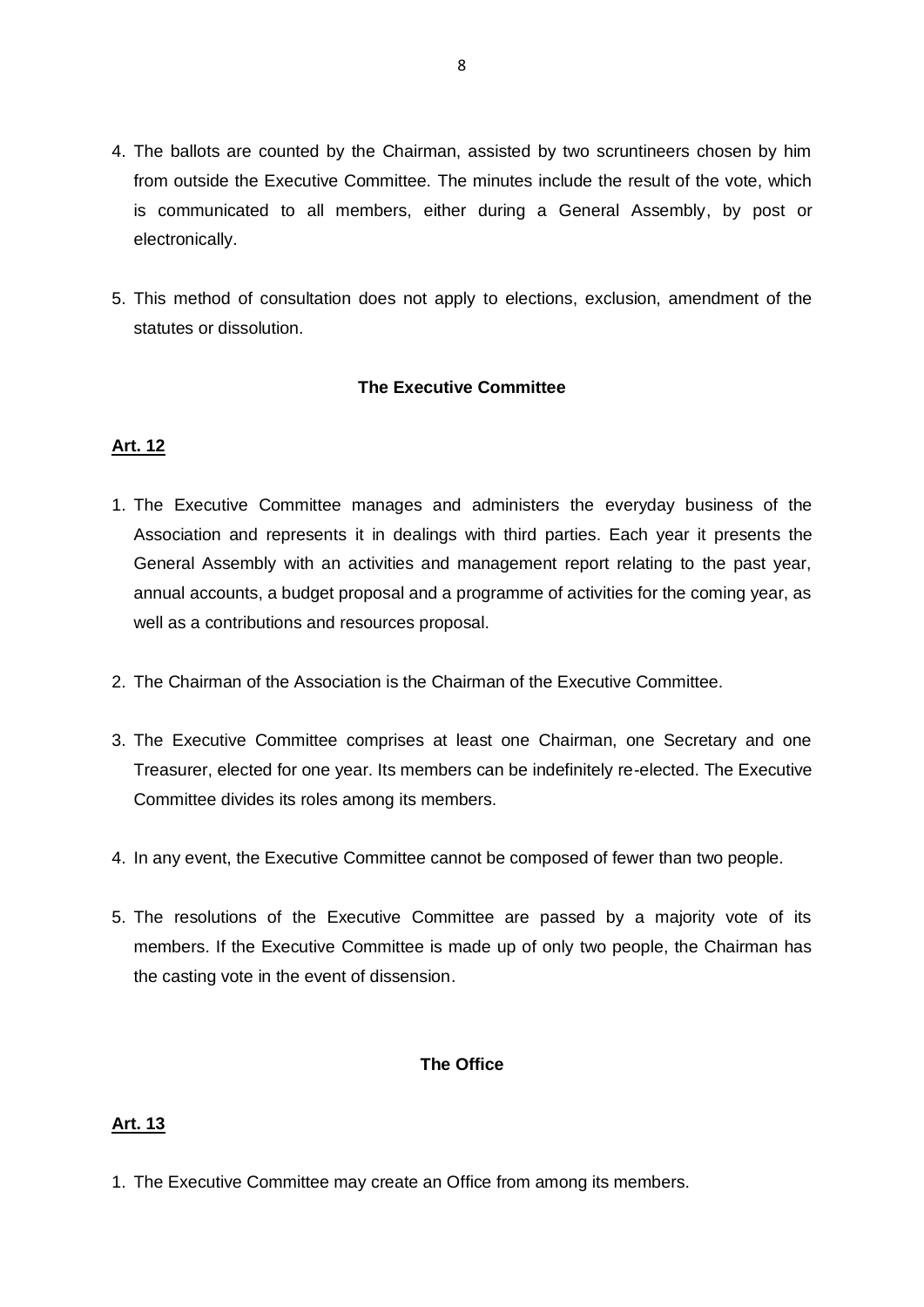4. The ballots are counted by the Chairman, assisted by two scruntineers chosen by him from outside the Executive Committee. The minutes include the result of the vote, which is communicated to all members, either during a General Assembly, by post or electronically.

5. This method of consultation does not apply to elections, exclusion, amendment of the statutes or dissolution.

### The Executive Committee

**Art. 12**

1. The Executive Committee manages and administers the everyday business of the Association and represents it in dealings with third parties. Each year it presents the General Assembly with an activities and management report relating to the past year, annual accounts, a budget proposal and a programme of activities for the coming year, as well as a contributions and resources proposal.

2. The Chairman of the Association is the Chairman of the Executive Committee.

3. The Executive Committee comprises at least one Chairman, one Secretary and one Treasurer, elected for one year. Its members can be indefinitely re-elected. The Executive Committee divides its roles among its members.

4. In any event, the Executive Committee cannot be composed of fewer than two people.

5. The resolutions of the Executive Committee are passed by a majority vote of its members. If the Executive Committee is made up of only two people, the Chairman has the casting vote in the event of dissension.

### The Office

**Art. 13**

1. The Executive Committee may create an Office from among its members.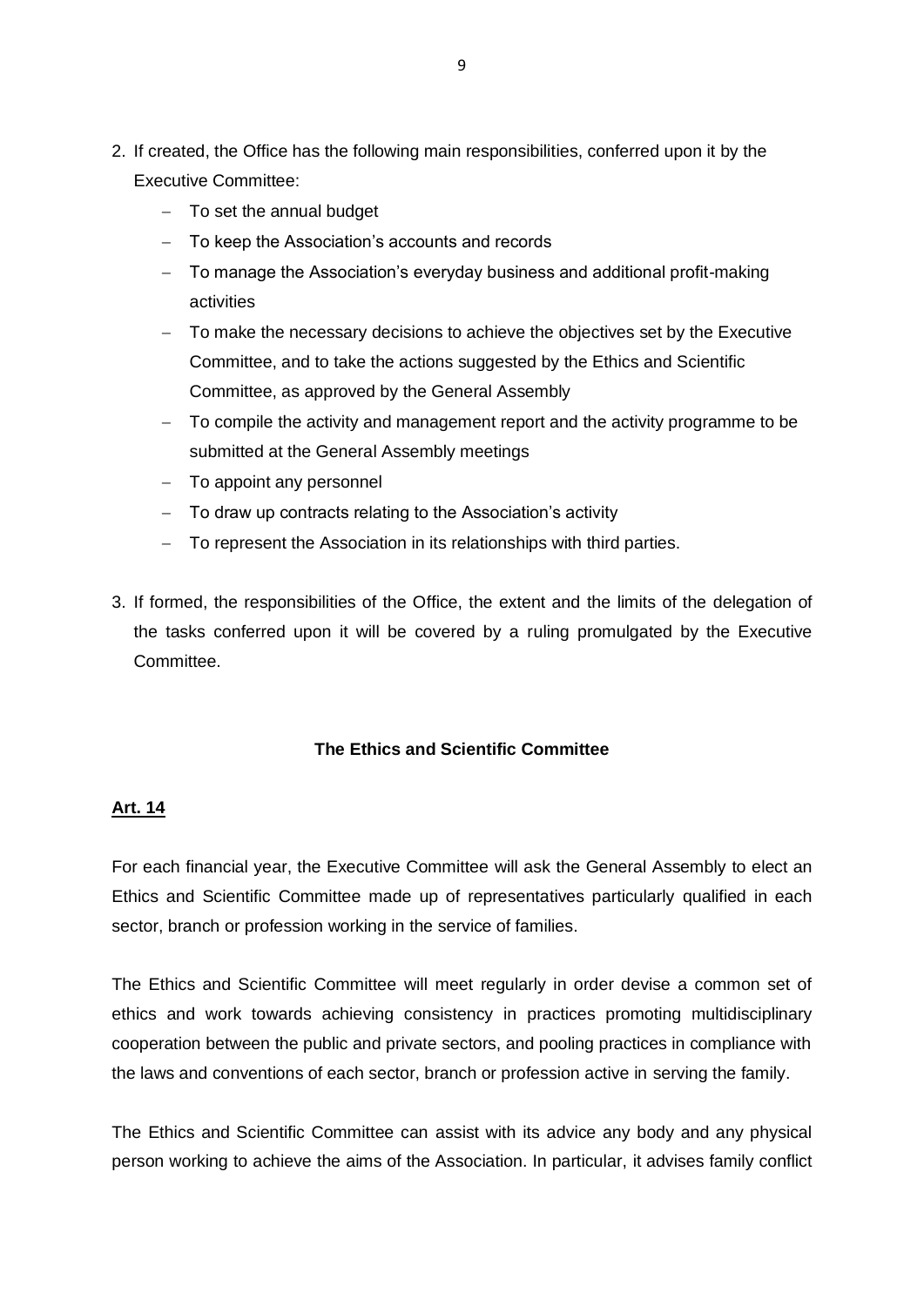2. If created, the Office has the following main responsibilities, conferred upon it by the Executive Committee:
   - To set the annual budget
   - To keep the Association's accounts and records
   - To manage the Association's everyday business and additional profit-making activities
   - To make the necessary decisions to achieve the objectives set by the Executive Committee, and to take the actions suggested by the Ethics and Scientific Committee, as approved by the General Assembly
   - To compile the activity and management report and the activity programme to be submitted at the General Assembly meetings
   - To appoint any personnel
   - To draw up contracts relating to the Association's activity
   - To represent the Association in its relationships with third parties.

3. If formed, the responsibilities of the Office, the extent and the limits of the delegation of the tasks conferred upon it will be covered by a ruling promulgated by the Executive Committee.

### The Ethics and Scientific Committee

**Art. 14**

For each financial year, the Executive Committee will ask the General Assembly to elect an Ethics and Scientific Committee made up of representatives particularly qualified in each sector, branch or profession working in the service of families.

The Ethics and Scientific Committee will meet regularly in order devise a common set of ethics and work towards achieving consistency in practices promoting multidisciplinary cooperation between the public and private sectors, and pooling practices in compliance with the laws and conventions of each sector, branch or profession active in serving the family.

The Ethics and Scientific Committee can assist with its advice any body and any physical person working to achieve the aims of the Association. In particular, it advises family conflict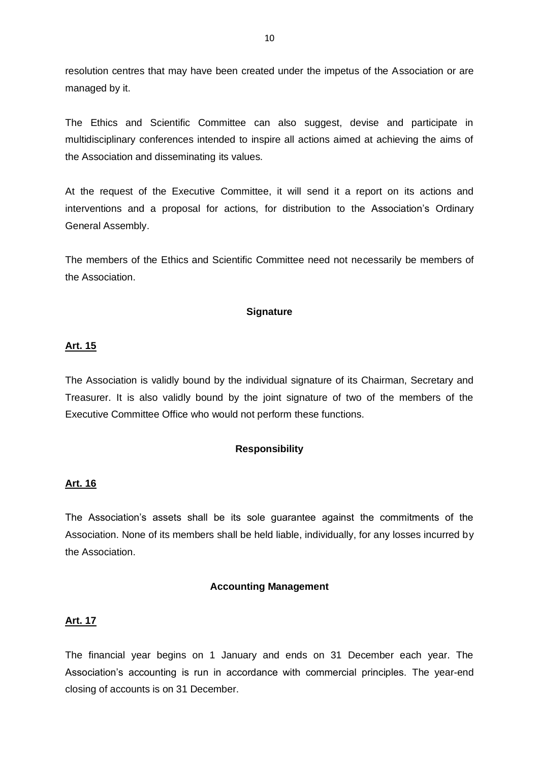resolution centres that may have been created under the impetus of the Association or are managed by it.

The Ethics and Scientific Committee can also suggest, devise and participate in multidisciplinary conferences intended to inspire all actions aimed at achieving the aims of the Association and disseminating its values.

At the request of the Executive Committee, it will send it a report on its actions and interventions and a proposal for actions, for distribution to the Association's Ordinary General Assembly.

The members of the Ethics and Scientific Committee need not necessarily be members of the Association.

### Signature

**Art. 15**

The Association is validly bound by the individual signature of its Chairman, Secretary and Treasurer. It is also validly bound by the joint signature of two of the members of the Executive Committee Office who would not perform these functions.

### Responsibility

**Art. 16**

The Association's assets shall be its sole guarantee against the commitments of the Association. None of its members shall be held liable, individually, for any losses incurred by the Association.

### Accounting Management

**Art. 17**

The financial year begins on 1 January and ends on 31 December each year. The Association's accounting is run in accordance with commercial principles. The year-end closing of accounts is on 31 December.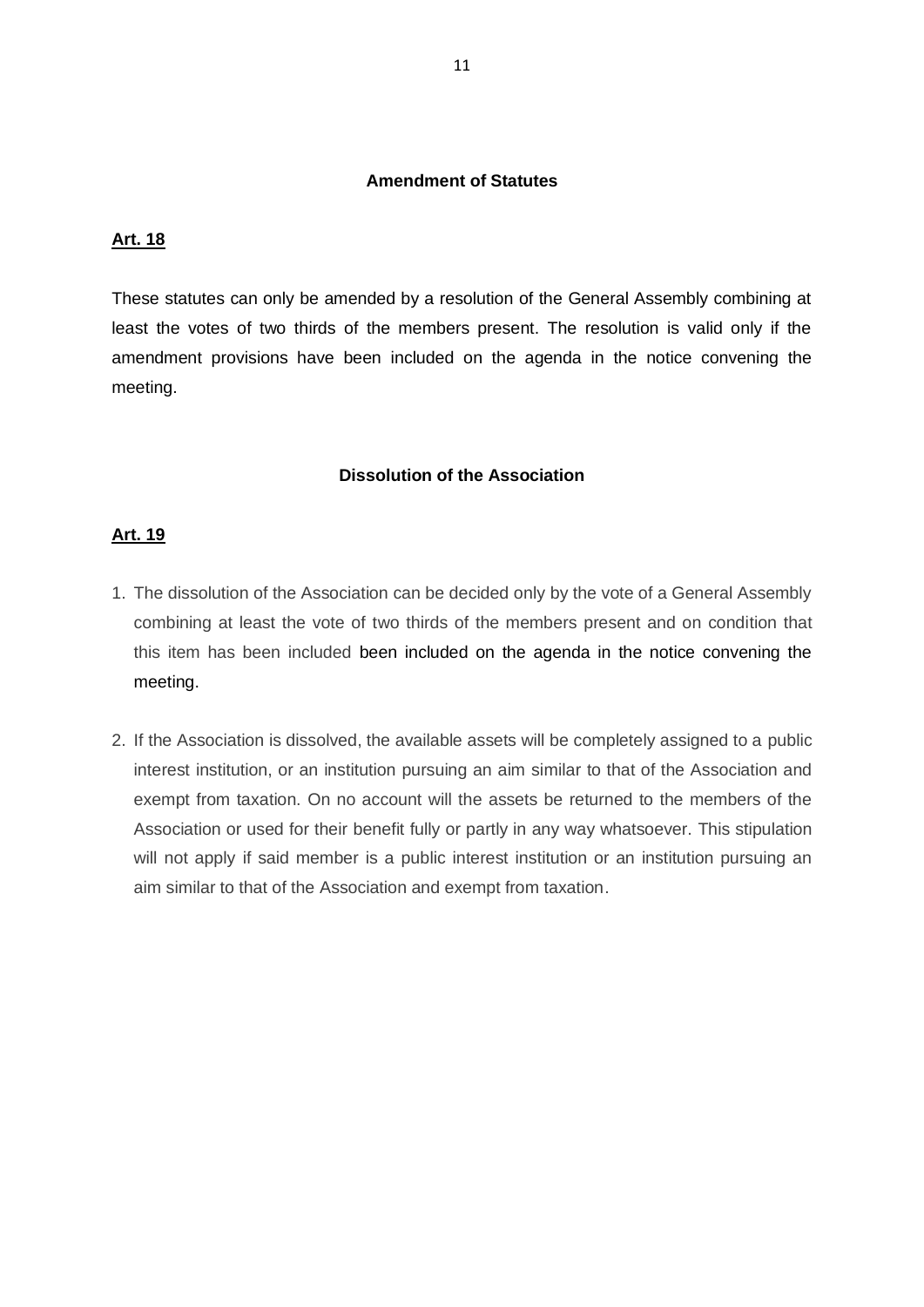## Amendment of Statutes

**Art. 18**

These statutes can only be amended by a resolution of the General Assembly combining at least the votes of two thirds of the members present. The resolution is valid only if the amendment provisions have been included on the agenda in the notice convening the meeting.

## Dissolution of the Association

**Art. 19**

1. The dissolution of the Association can be decided only by the vote of a General Assembly combining at least the vote of two thirds of the members present and on condition that this item has been included been included on the agenda in the notice convening the meeting.

2. If the Association is dissolved, the available assets will be completely assigned to a public interest institution, or an institution pursuing an aim similar to that of the Association and exempt from taxation. On no account will the assets be returned to the members of the Association or used for their benefit fully or partly in any way whatsoever. This stipulation will not apply if said member is a public interest institution or an institution pursuing an aim similar to that of the Association and exempt from taxation.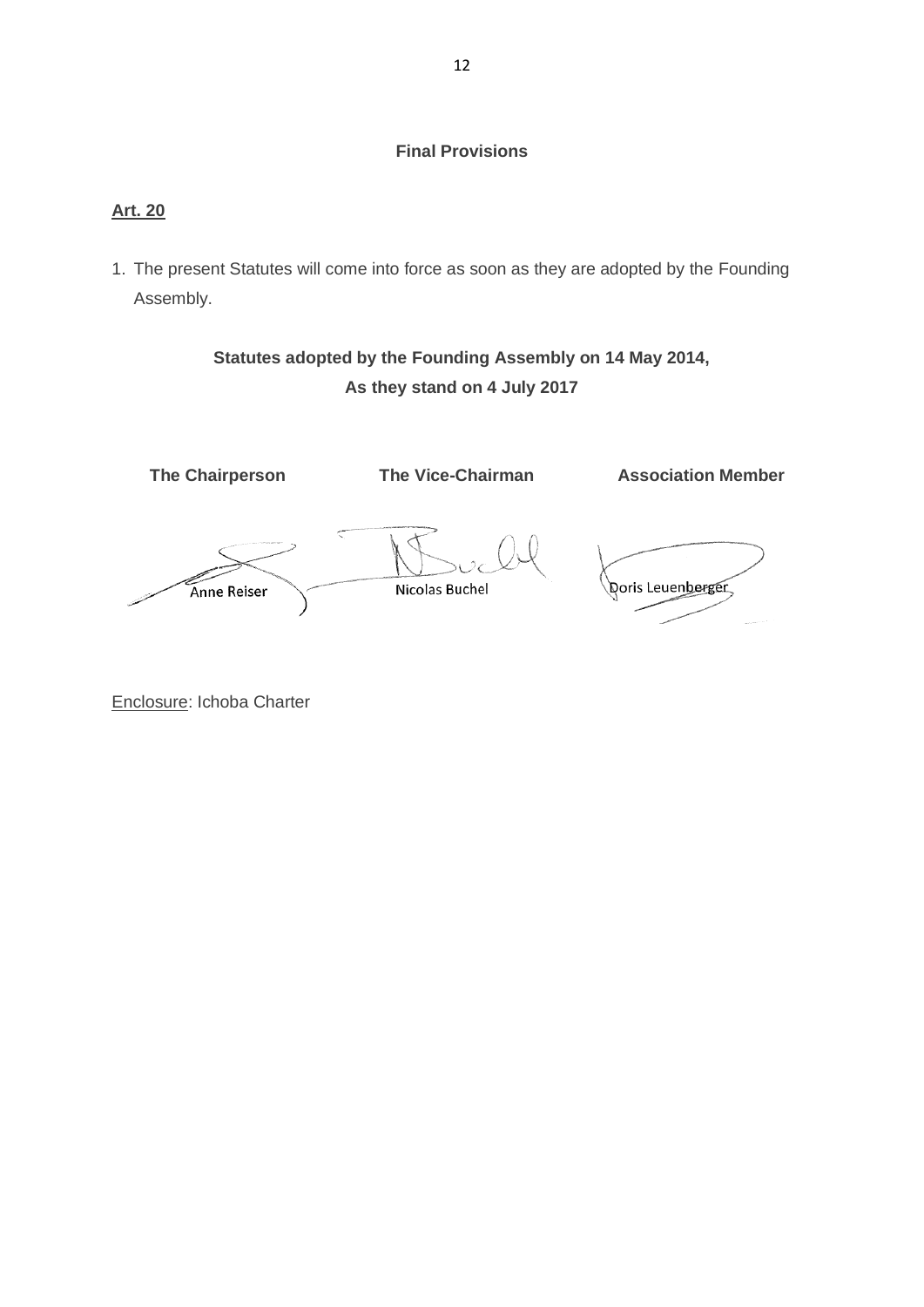### Final Provisions

**Art. 20**

1. The present Statutes will come into force as soon as they are adopted by the Founding Assembly.

**Statutes adopted by the Founding Assembly on 14 May 2014,**
**As they stand on 4 July 2017**

| **The Chairperson** | **The Vice-Chairman** | **Association Member** |
| --- | --- | --- |
| Anne Reiser | Nicolas Buchel | Doris Leuenberger |

Enclosure: Ichoba Charter